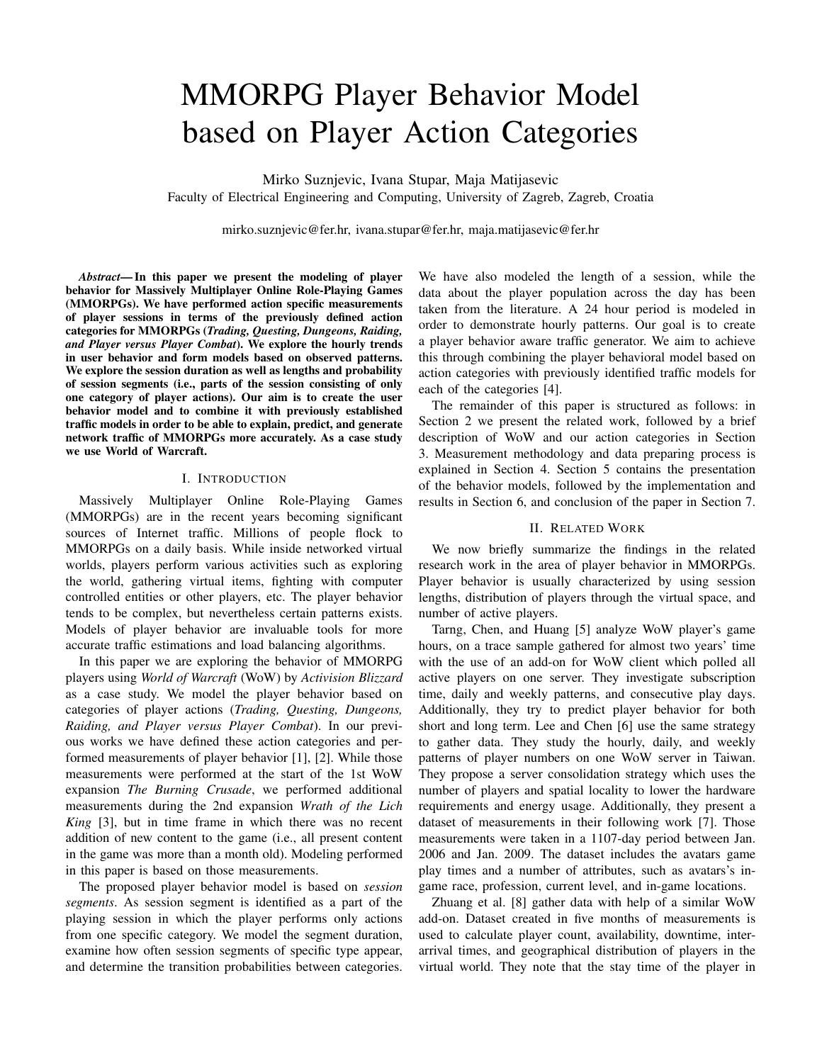# MMORPG Player Behavior Model based on Player Action Categories

Mirko Suznjevic, Ivana Stupar, Maja Matijasevic

Faculty of Electrical Engineering and Computing, University of Zagreb, Zagreb, Croatia

mirko.suznjevic@fer.hr, ivana.stupar@fer.hr, maja.matijasevic@fer.hr

***Abstract*— In this paper we present the modeling of player behavior for Massively Multiplayer Online Role-Playing Games (MMORPGs). We have performed action specific measurements of player sessions in terms of the previously defined action categories for MMORPGs (*Trading, Questing, Dungeons, Raiding, and Player versus Player Combat*). We explore the hourly trends in user behavior and form models based on observed patterns. We explore the session duration as well as lengths and probability of session segments (i.e., parts of the session consisting of only one category of player actions). Our aim is to create the user behavior model and to combine it with previously established traffic models in order to be able to explain, predict, and generate network traffic of MMORPGs more accurately. As a case study we use World of Warcraft.**

## I. Introduction

Massively Multiplayer Online Role-Playing Games (MMORPGs) are in the recent years becoming significant sources of Internet traffic. Millions of people flock to MMORPGs on a daily basis. While inside networked virtual worlds, players perform various activities such as exploring the world, gathering virtual items, fighting with computer controlled entities or other players, etc. The player behavior tends to be complex, but nevertheless certain patterns exists. Models of player behavior are invaluable tools for more accurate traffic estimations and load balancing algorithms.

In this paper we are exploring the behavior of MMORPG players using *World of Warcraft* (WoW) by *Activision Blizzard* as a case study. We model the player behavior based on categories of player actions (*Trading, Questing, Dungeons, Raiding, and Player versus Player Combat*). In our previous works we have defined these action categories and performed measurements of player behavior [1], [2]. While those measurements were performed at the start of the 1st WoW expansion *The Burning Crusade*, we performed additional measurements during the 2nd expansion *Wrath of the Lich King* [3], but in time frame in which there was no recent addition of new content to the game (i.e., all present content in the game was more than a month old). Modeling performed in this paper is based on those measurements.

The proposed player behavior model is based on *session segments*. As session segment is identified as a part of the playing session in which the player performs only actions from one specific category. We model the segment duration, examine how often session segments of specific type appear, and determine the transition probabilities between categories. We have also modeled the length of a session, while the data about the player population across the day has been taken from the literature. A 24 hour period is modeled in order to demonstrate hourly patterns. Our goal is to create a player behavior aware traffic generator. We aim to achieve this through combining the player behavioral model based on action categories with previously identified traffic models for each of the categories [4].

The remainder of this paper is structured as follows: in Section 2 we present the related work, followed by a brief description of WoW and our action categories in Section 3. Measurement methodology and data preparing process is explained in Section 4. Section 5 contains the presentation of the behavior models, followed by the implementation and results in Section 6, and conclusion of the paper in Section 7.

## II. Related Work

We now briefly summarize the findings in the related research work in the area of player behavior in MMORPGs. Player behavior is usually characterized by using session lengths, distribution of players through the virtual space, and number of active players.

Tarng, Chen, and Huang [5] analyze WoW player's game hours, on a trace sample gathered for almost two years' time with the use of an add-on for WoW client which polled all active players on one server. They investigate subscription time, daily and weekly patterns, and consecutive play days. Additionally, they try to predict player behavior for both short and long term. Lee and Chen [6] use the same strategy to gather data. They study the hourly, daily, and weekly patterns of player numbers on one WoW server in Taiwan. They propose a server consolidation strategy which uses the number of players and spatial locality to lower the hardware requirements and energy usage. Additionally, they present a dataset of measurements in their following work [7]. Those measurements were taken in a 1107-day period between Jan. 2006 and Jan. 2009. The dataset includes the avatars game play times and a number of attributes, such as avatars's in-game race, profession, current level, and in-game locations.

Zhuang et al. [8] gather data with help of a similar WoW add-on. Dataset created in five months of measurements is used to calculate player count, availability, downtime, inter-arrival times, and geographical distribution of players in the virtual world. They note that the stay time of the player in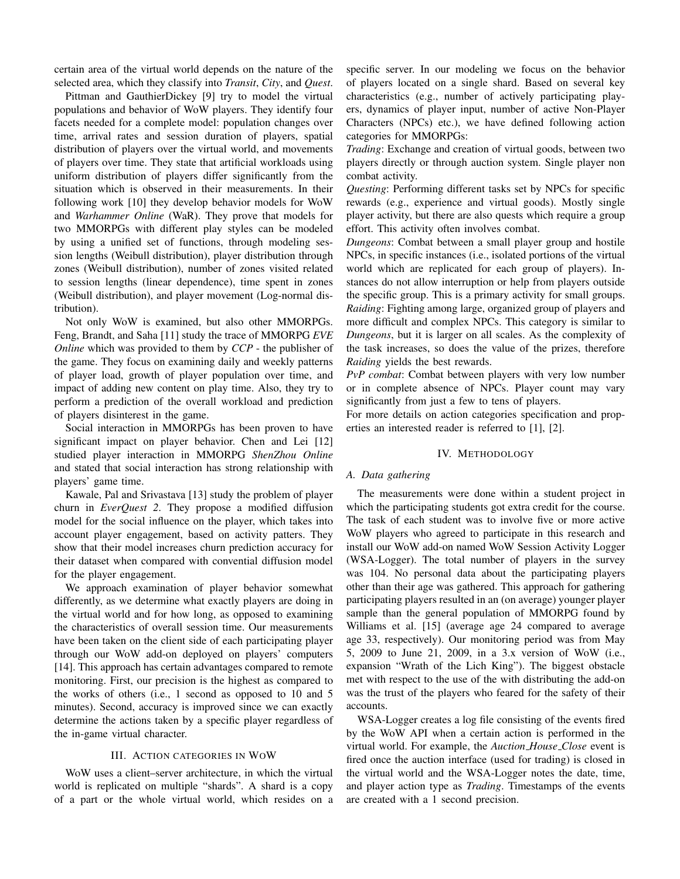certain area of the virtual world depends on the nature of the selected area, which they classify into *Transit*, *City*, and *Quest*.

Pittman and GauthierDickey [9] try to model the virtual populations and behavior of WoW players. They identify four facets needed for a complete model: population changes over time, arrival rates and session duration of players, spatial distribution of players over the virtual world, and movements of players over time. They state that artificial workloads using uniform distribution of players differ significantly from the situation which is observed in their measurements. In their following work [10] they develop behavior models for WoW and *Warhammer Online* (WaR). They prove that models for two MMORPGs with different play styles can be modeled by using a unified set of functions, through modeling session lengths (Weibull distribution), player distribution through zones (Weibull distribution), number of zones visited related to session lengths (linear dependence), time spent in zones (Weibull distribution), and player movement (Log-normal distribution).

Not only WoW is examined, but also other MMORPGs. Feng, Brandt, and Saha [11] study the trace of MMORPG *EVE Online* which was provided to them by *CCP* - the publisher of the game. They focus on examining daily and weekly patterns of player load, growth of player population over time, and impact of adding new content on play time. Also, they try to perform a prediction of the overall workload and prediction of players disinterest in the game.

Social interaction in MMORPGs has been proven to have significant impact on player behavior. Chen and Lei [12] studied player interaction in MMORPG *ShenZhou Online* and stated that social interaction has strong relationship with players' game time.

Kawale, Pal and Srivastava [13] study the problem of player churn in *EverQuest 2*. They propose a modified diffusion model for the social influence on the player, which takes into account player engagement, based on activity patters. They show that their model increases churn prediction accuracy for their dataset when compared with convential diffusion model for the player engagement.

We approach examination of player behavior somewhat differently, as we determine what exactly players are doing in the virtual world and for how long, as opposed to examining the characteristics of overall session time. Our measurements have been taken on the client side of each participating player through our WoW add-on deployed on players' computers [14]. This approach has certain advantages compared to remote monitoring. First, our precision is the highest as compared to the works of others (i.e., 1 second as opposed to 10 and 5 minutes). Second, accuracy is improved since we can exactly determine the actions taken by a specific player regardless of the in-game virtual character.

## III. Action categories in WoW

WoW uses a client–server architecture, in which the virtual world is replicated on multiple "shards". A shard is a copy of a part or the whole virtual world, which resides on a specific server. In our modeling we focus on the behavior of players located on a single shard. Based on several key characteristics (e.g., number of actively participating players, dynamics of player input, number of active Non-Player Characters (NPCs) etc.), we have defined following action categories for MMORPGs:

*Trading*: Exchange and creation of virtual goods, between two players directly or through auction system. Single player non combat activity.

*Questing*: Performing different tasks set by NPCs for specific rewards (e.g., experience and virtual goods). Mostly single player activity, but there are also quests which require a group effort. This activity often involves combat.

*Dungeons*: Combat between a small player group and hostile NPCs, in specific instances (i.e., isolated portions of the virtual world which are replicated for each group of players). Instances do not allow interruption or help from players outside the specific group. This is a primary activity for small groups.

*Raiding*: Fighting among large, organized group of players and more difficult and complex NPCs. This category is similar to *Dungeons*, but it is larger on all scales. As the complexity of the task increases, so does the value of the prizes, therefore *Raiding* yields the best rewards.

*PvP combat*: Combat between players with very low number or in complete absence of NPCs. Player count may vary significantly from just a few to tens of players.

For more details on action categories specification and properties an interested reader is referred to [1], [2].

## IV. Methodology

### A. Data gathering

The measurements were done within a student project in which the participating students got extra credit for the course. The task of each student was to involve five or more active WoW players who agreed to participate in this research and install our WoW add-on named WoW Session Activity Logger (WSA-Logger). The total number of players in the survey was 104. No personal data about the participating players other than their age was gathered. This approach for gathering participating players resulted in an (on average) younger player sample than the general population of MMORPG found by Williams et al. [15] (average age 24 compared to average age 33, respectively). Our monitoring period was from May 5, 2009 to June 21, 2009, in a 3.x version of WoW (i.e., expansion "Wrath of the Lich King"). The biggest obstacle met with respect to the use of the with distributing the add-on was the trust of the players who feared for the safety of their accounts.

WSA-Logger creates a log file consisting of the events fired by the WoW API when a certain action is performed in the virtual world. For example, the *Auction_House_Close* event is fired once the auction interface (used for trading) is closed in the virtual world and the WSA-Logger notes the date, time, and player action type as *Trading*. Timestamps of the events are created with a 1 second precision.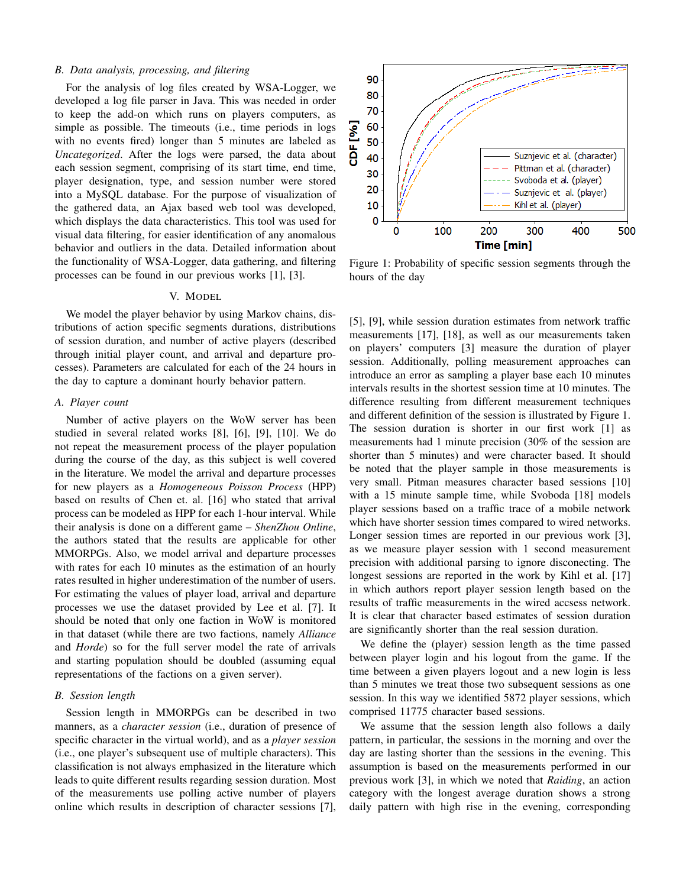### B. Data analysis, processing, and filtering

For the analysis of log files created by WSA-Logger, we developed a log file parser in Java. This was needed in order to keep the add-on which runs on players computers, as simple as possible. The timeouts (i.e., time periods in logs with no events fired) longer than 5 minutes are labeled as *Uncategorized*. After the logs were parsed, the data about each session segment, comprising of its start time, end time, player designation, type, and session number were stored into a MySQL database. For the purpose of visualization of the gathered data, an Ajax based web tool was developed, which displays the data characteristics. This tool was used for visual data filtering, for easier identification of any anomalous behavior and outliers in the data. Detailed information about the functionality of WSA-Logger, data gathering, and filtering processes can be found in our previous works [1], [3].

## V. Model

We model the player behavior by using Markov chains, distributions of action specific segments durations, distributions of session duration, and number of active players (described through initial player count, and arrival and departure processes). Parameters are calculated for each of the 24 hours in the day to capture a dominant hourly behavior pattern.

### A. Player count

Number of active players on the WoW server has been studied in several related works [8], [6], [9], [10]. We do not repeat the measurement process of the player population during the course of the day, as this subject is well covered in the literature. We model the arrival and departure processes for new players as a *Homogeneous Poisson Process* (HPP) based on results of Chen et. al. [16] who stated that arrival process can be modeled as HPP for each 1-hour interval. While their analysis is done on a different game – *ShenZhou Online*, the authors stated that the results are applicable for other MMORPGs. Also, we model arrival and departure processes with rates for each 10 minutes as the estimation of an hourly rates resulted in higher underestimation of the number of users. For estimating the values of player load, arrival and departure processes we use the dataset provided by Lee et al. [7]. It should be noted that only one faction in WoW is monitored in that dataset (while there are two factions, namely *Alliance* and *Horde*) so for the full server model the rate of arrivals and starting population should be doubled (assuming equal representations of the factions on a given server).

### B. Session length

Session length in MMORPGs can be described in two manners, as a *character session* (i.e., duration of presence of specific character in the virtual world), and as a *player session* (i.e., one player's subsequent use of multiple characters). This classification is not always emphasized in the literature which leads to quite different results regarding session duration. Most of the measurements use polling active number of players online which results in description of character sessions [7], [5], [9], while session duration estimates from network traffic measurements [17], [18], as well as our measurements taken on players' computers [3] measure the duration of player session. Additionally, polling measurement approaches can introduce an error as sampling a player base each 10 minutes intervals results in the shortest session time at 10 minutes. The difference resulting from different measurement techniques and different definition of the session is illustrated by Figure 1. The session duration is shorter in our first work [1] as measurements had 1 minute precision (30% of the session are shorter than 5 minutes) and were character based. It should be noted that the player sample in those measurements is very small. Pitman measures character based sessions [10] with a 15 minute sample time, while Svoboda [18] models player sessions based on a traffic trace of a mobile network which have shorter session times compared to wired networks. Longer session times are reported in our previous work [3], as we measure player session with 1 second measurement precision with additional parsing to ignore disconecting. The longest sessions are reported in the work by Kihl et al. [17] in which authors report player session length based on the results of traffic measurements in the wired accses network. It is clear that character based estimates of session duration are significantly shorter than the real session duration.

Figure 1: Probability of specific session segments through the hours of the day

We define the (player) session length as the time passed between player login and his logout from the game. If the time between a given players logout and a new login is less than 5 minutes we treat those two subsequent sessions as one session. In this way we identified 5872 player sessions, which comprised 11775 character based sessions.

We assume that the session length also follows a daily pattern, in particular, the sessions in the morning and over the day are lasting shorter than the sessions in the evening. This assumption is based on the measurements performed in our previous work [3], in which we noted that *Raiding*, an action category with the longest average duration shows a strong daily pattern with high rise in the evening, corresponding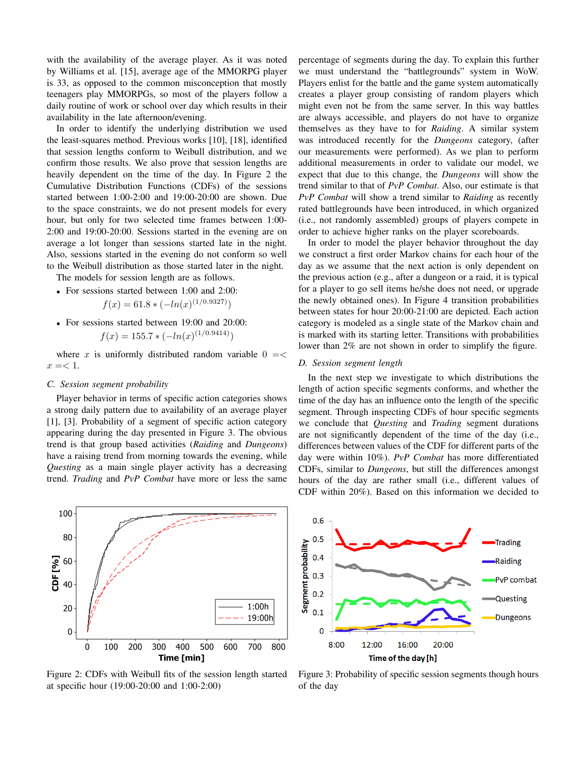with the availability of the average player. As it was noted by Williams et al. [15], average age of the MMORPG player is 33, as opposed to the common misconception that mostly teenagers play MMORPGs, so most of the players follow a daily routine of work or school over day which results in their availability in the late afternoon/evening.

In order to identify the underlying distribution we used the least-squares method. Previous works [10], [18], identified that session lengths conform to Weibull distribution, and we confirm those results. We also prove that session lengths are heavily dependent on the time of the day. In Figure 2 the Cumulative Distribution Functions (CDFs) of the sessions started between 1:00-2:00 and 19:00-20:00 are shown. Due to the space constraints, we do not present models for every hour, but only for two selected time frames between 1:00-2:00 and 19:00-20:00. Sessions started in the evening are on average a lot longer than sessions started late in the night. Also, sessions started in the evening do not conform so well to the Weibull distribution as those started later in the night.

The models for session length are as follows.

- For sessions started between 1:00 and 2:00:
$$f(x) = 61.8 * (-ln(x)^{(1/0.9327)})$$
- For sessions started between 19:00 and 20:00:
$$f(x) = 155.7 * (-ln(x)^{(1/0.9414)})$$

where $x$ is uniformly distributed random variable $0 =< x =< 1$.

### C. Session segment probability

Player behavior in terms of specific action categories shows a strong daily pattern due to availability of an average player [1], [3]. Probability of a segment of specific action category appearing during the day presented in Figure 3. The obvious trend is that group based activities (*Raiding* and *Dungeons*) have a raising trend from morning towards the evening, while *Questing* as a main single player activity has a decreasing trend. *Trading* and *PvP Combat* have more or less the same percentage of segments during the day. To explain this further we must understand the "battlegrounds" system in WoW. Players enlist for the battle and the game system automatically creates a player group consisting of random players which might even not be from the same server. In this way battles are always accessible, and players do not have to organize themselves as they have to for *Raiding*. A similar system was introduced recently for the *Dungeons* category, (after our measurements were performed). As we plan to perform additional measurements in order to validate our model, we expect that due to this change, the *Dungeons* will show the trend similar to that of *PvP Combat*. Also, our estimate is that *PvP Combat* will show a trend similar to *Raiding* as recently rated battlegrounds have been introduced, in which organized (i.e., not randomly assembled) groups of players compete in order to achieve higher ranks on the player scoreboards.

In order to model the player behavior throughout the day we construct a first order Markov chains for each hour of the day as we assume that the next action is only dependent on the previous action (e.g., after a dungeon or a raid, it is typical for a player to go sell items he/she does not need, or upgrade the newly obtained ones). In Figure 4 transition probabilities between states for hour 20:00-21:00 are depicted. Each action category is modeled as a single state of the Markov chain and is marked with its starting letter. Transitions with probabilities lower than 2% are not shown in order to simplify the figure.

### D. Session segment length

In the next step we investigate to which distributions the length of action specific segments conforms, and whether the time of the day has an influence onto the length of the specific segment. Through inspecting CDFs of hour specific segments we conclude that *Questing* and *Trading* segment durations are not significantly dependent of the time of the day (i.e., differences between values of the CDF for different parts of the day were within 10%). *PvP Combat* has more differentiated CDFs, similar to *Dungeons*, but still the differences amongst hours of the day are rather small (i.e., different values of CDF within 20%). Based on this information we decided to

CDF [%]
100
80
60
40
20
0
0 100 200 300 400 500 600 700 800
Time [min]
1:00h
19:00h

Figure 2: CDFs with Weibull fits of the session length started at specific hour (19:00-20:00 and 1:00-2:00)

Segment probability
0.6
0.5
0.4
0.3
0.2
0.1
0
8:00 12:00 16:00 20:00
Time of the day [h]
Trading
Raiding
PvP combat
Questing
Dungeons

Figure 3: Probability of specific session segments though hours of the day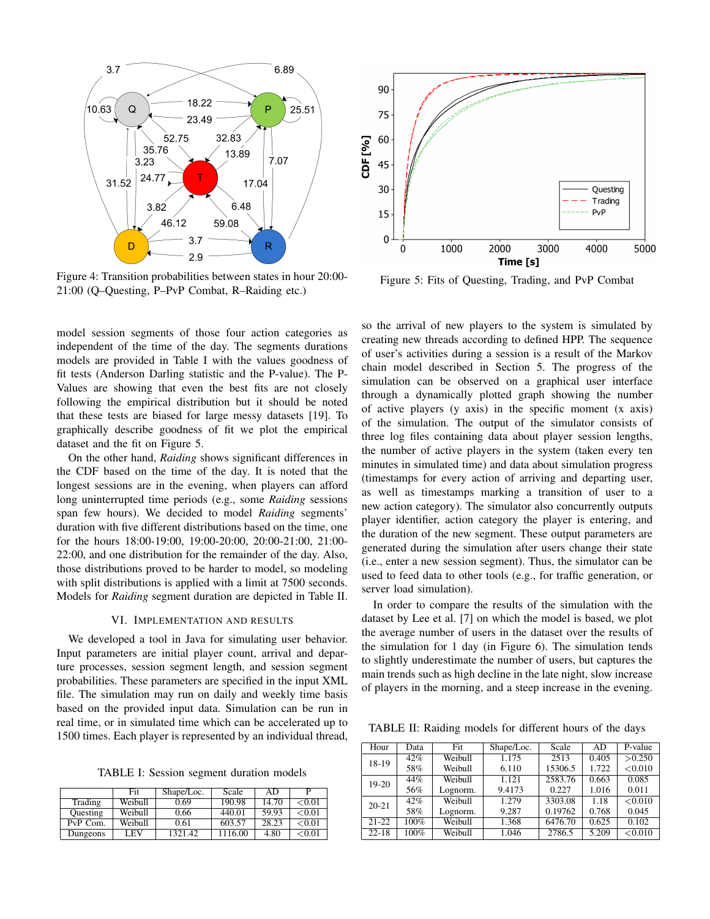Figure 4: Transition probabilities between states in hour 20:00-21:00 (Q–Questing, P–PvP Combat, R–Raiding etc.)

Figure 5: Fits of Questing, Trading, and PvP Combat

model session segments of those four action categories as independent of the time of the day. The segments durations models are provided in Table I with the values goodness of fit tests (Anderson Darling statistic and the P-value). The P-Values are showing that even the best fits are not closely following the empirical distribution but it should be noted that these tests are biased for large messy datasets [19]. To graphically describe goodness of fit we plot the empirical dataset and the fit on Figure 5.

On the other hand, *Raiding* shows significant differences in the CDF based on the time of the day. It is noted that the longest sessions are in the evening, when players can afford long uninterrupted time periods (e.g., some *Raiding* sessions span few hours). We decided to model *Raiding* segments' duration with five different distributions based on the time, one for the hours 18:00-19:00, 19:00-20:00, 20:00-21:00, 21:00-22:00, and one distribution for the remainder of the day. Also, those distributions proved to be harder to model, so modeling with split distributions is applied with a limit at 7500 seconds. Models for *Raiding* segment duration are depicted in Table II.

## VI. Implementation and Results

We developed a tool in Java for simulating user behavior. Input parameters are initial player count, arrival and departure processes, session segment length, and session segment probabilities. These parameters are specified in the input XML file. The simulation may run on daily and weekly time basis based on the provided input data. Simulation can be run in real time, or in simulated time which can be accelerated up to 1500 times. Each player is represented by an individual thread, so the arrival of new players to the system is simulated by creating new threads according to defined HPP. The sequence of user's activities during a session is a result of the Markov chain model described in Section 5. The progress of the simulation can be observed on a graphical user interface through a dynamically plotted graph showing the number of active players (y axis) in the specific moment (x axis) of the simulation. The output of the simulator consists of three log files containing data about player session lengths, the number of active players in the system (taken every ten minutes in simulated time) and data about simulation progress (timestamps for every action of arriving and departing user, as well as timestamps marking a transition of user to a new action category). The simulator also concurrently outputs player identifier, action category the player is entering, and the duration of the new segment. These output parameters are generated during the simulation after users change their state (i.e., enter a new session segment). Thus, the simulator can be used to feed data to other tools (e.g., for traffic generation, or server load simulation).

In order to compare the results of the simulation with the dataset by Lee et al. [7] on which the model is based, we plot the average number of users in the dataset over the results of the simulation for 1 day (in Figure 6). The simulation tends to slightly underestimate the number of users, but captures the main trends such as high decline in the late night, slow increase of players in the morning, and a steep increase in the evening.

TABLE I: Session segment duration models

| | Fit | Shape/Loc. | Scale | AD | P |
|---|---|---|---|---|---|
| Trading | Weibull | 0.69 | 190.98 | 14.70 | <0.01 |
| Questing | Weibull | 0.66 | 440.01 | 59.93 | <0.01 |
| PvP Com. | Weibull | 0.61 | 603.57 | 28.23 | <0.01 |
| Dungeons | LEV | 1321.42 | 1116.00 | 4.80 | <0.01 |

TABLE II: Raiding models for different hours of the days

| Hour | Data | Fit | Shape/Loc. | Scale | AD | P-value |
|---|---|---|---|---|---|---|
| 18-19 | 42% | Weibull | 1.175 | 2513 | 0.405 | >0.250 |
| | 58% | Weibull | 6.110 | 15306.5 | 1.722 | <0.010 |
| 19-20 | 44% | Weibull | 1.121 | 2583.76 | 0.663 | 0.085 |
| | 56% | Lognorm. | 9.4173 | 0.227 | 1.016 | 0.011 |
| 20-21 | 42% | Weibull | 1.279 | 3303.08 | 1.18 | <0.010 |
| | 58% | Lognorm. | 9.287 | 0.19762 | 0.768 | 0.045 |
| 21-22 | 100% | Weibull | 1.368 | 6476.70 | 0.625 | 0.102 |
| 22-18 | 100% | Weibull | 1.046 | 2786.5 | 5.209 | <0.010 |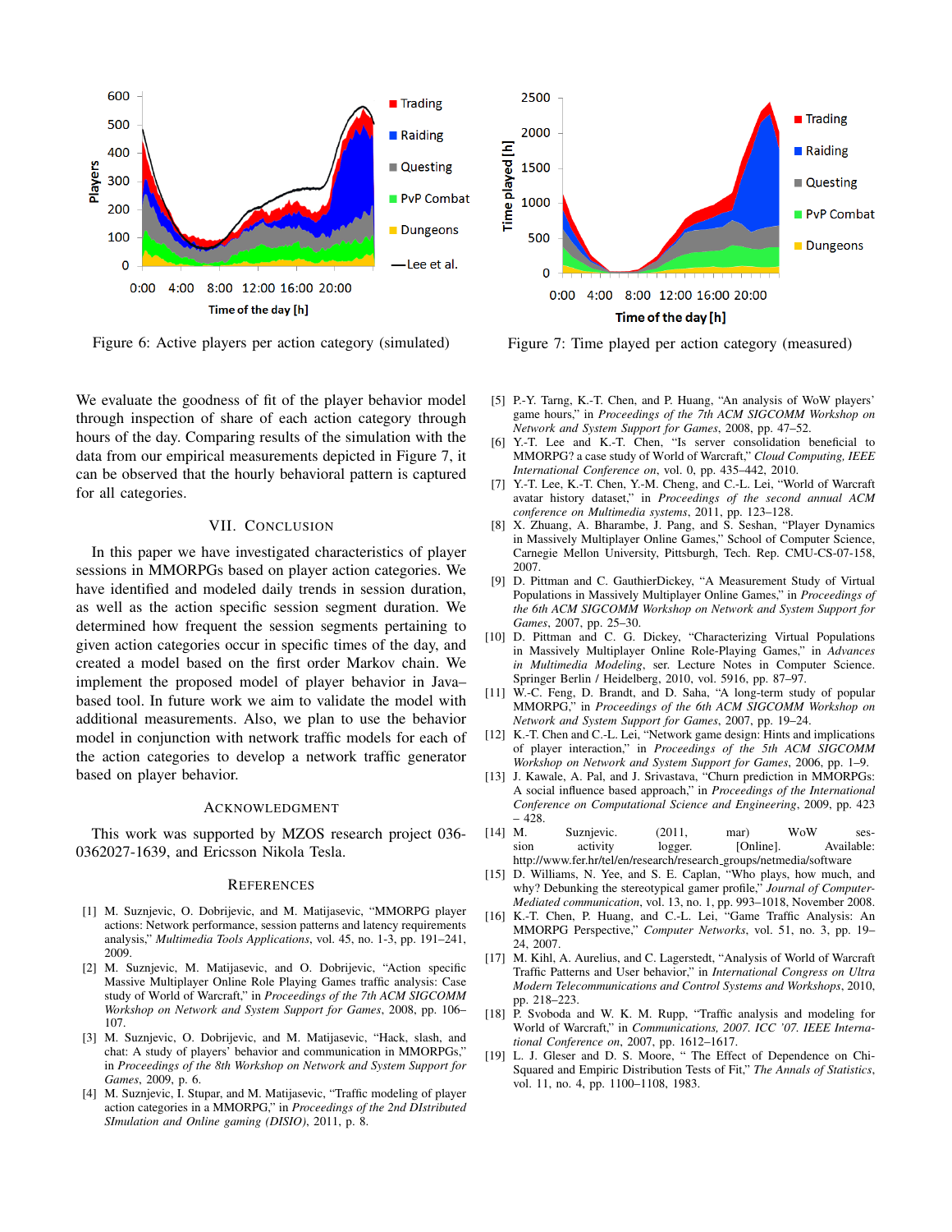600
500
400
300
200
100
0

Players

0:00 4:00 8:00 12:00 16:00 20:00

Time of the day [h]

Trading
Raiding
Questing
PvP Combat
Dungeons
Lee et al.

Figure 6: Active players per action category (simulated)

2500
2000
1500
1000
500
0

Time played [h]

0:00 4:00 8:00 12:00 16:00 20:00

Time of the day [h]

Trading
Raiding
Questing
PvP Combat
Dungeons

Figure 7: Time played per action category (measured)

We evaluate the goodness of fit of the player behavior model through inspection of share of each action category through hours of the day. Comparing results of the simulation with the data from our empirical measurements depicted in Figure 7, it can be observed that the hourly behavioral pattern is captured for all categories.

## VII. Conclusion

In this paper we have investigated characteristics of player sessions in MMORPGs based on player action categories. We have identified and modeled daily trends in session duration, as well as the action specific session segment duration. We determined how frequent the session segments pertaining to given action categories occur in specific times of the day, and created a model based on the first order Markov chain. We implement the proposed model of player behavior in Java–based tool. In future work we aim to validate the model with additional measurements. Also, we plan to use the behavior model in conjunction with network traffic models for each of the action categories to develop a network traffic generator based on player behavior.

## Acknowledgment

This work was supported by MZOS research project 036-0362027-1639, and Ericsson Nikola Tesla.

## References

[1] M. Suznjevic, O. Dobrijevic, and M. Matijasevic, "MMORPG player actions: Network performance, session patterns and latency requirements analysis," *Multimedia Tools Applications*, vol. 45, no. 1-3, pp. 191–241, 2009.

[2] M. Suznjevic, M. Matijasevic, and O. Dobrijevic, "Action specific Massive Multiplayer Online Role Playing Games traffic analysis: Case study of World of Warcraft," in *Proceedings of the 7th ACM SIGCOMM Workshop on Network and System Support for Games*, 2008, pp. 106–107.

[3] M. Suznjevic, O. Dobrijevic, and M. Matijasevic, "Hack, slash, and chat: A study of players' behavior and communication in MMORPGs," in *Proceedings of the 8th Workshop on Network and System Support for Games*, 2009, p. 6.

[4] M. Suznjevic, I. Stupar, and M. Matijasevic, "Traffic modeling of player action categories in a MMORPG," in *Proceedings of the 2nd DIstributed SImulation and Online gaming (DISIO)*, 2011, p. 8.

[5] P.-Y. Tarng, K.-T. Chen, and P. Huang, "An analysis of WoW players' game hours," in *Proceedings of the 7th ACM SIGCOMM Workshop on Network and System Support for Games*, 2008, pp. 47–52.

[6] Y.-T. Lee and K.-T. Chen, "Is server consolidation beneficial to MMORPG? a case study of World of Warcraft," *Cloud Computing, IEEE International Conference on*, vol. 0, pp. 435–442, 2010.

[7] Y.-T. Lee, K.-T. Chen, Y.-M. Cheng, and C.-L. Lei, "World of Warcraft avatar history dataset," in *Proceedings of the second annual ACM conference on Multimedia systems*, 2011, pp. 123–128.

[8] X. Zhuang, A. Bharambe, J. Pang, and S. Seshan, "Player Dynamics in Massively Multiplayer Online Games," School of Computer Science, Carnegie Mellon University, Pittsburgh, Tech. Rep. CMU-CS-07-158, 2007.

[9] D. Pittman and C. GauthierDickey, "A Measurement Study of Virtual Populations in Massively Multiplayer Online Games," in *Proceedings of the 6th ACM SIGCOMM Workshop on Network and System Support for Games*, 2007, pp. 25–30.

[10] D. Pittman and C. G. Dickey, "Characterizing Virtual Populations in Massively Multiplayer Online Role-Playing Games," in *Advances in Multimedia Modeling*, ser. Lecture Notes in Computer Science. Springer Berlin / Heidelberg, 2010, vol. 5916, pp. 87–97.

[11] W.-C. Feng, D. Brandt, and D. Saha, "A long-term study of popular MMORPG," in *Proceedings of the 6th ACM SIGCOMM Workshop on Network and System Support for Games*, 2007, pp. 19–24.

[12] K.-T. Chen and C.-L. Lei, "Network game design: Hints and implications of player interaction," in *Proceedings of the 5th ACM SIGCOMM Workshop on Network and System Support for Games*, 2006, pp. 1–9.

[13] J. Kawale, A. Pal, and J. Srivastava, "Churn prediction in MMORPGs: A social influence based approach," in *Proceedings of the International Conference on Computational Science and Engineering*, 2009, pp. 423 – 428.

[14] M. Suznjevic. (2011, mar) WoW session activity logger. [Online]. Available: http://www.fer.hr/tel/en/research/research_groups/netmedia/software

[15] D. Williams, N. Yee, and S. E. Caplan, "Who plays, how much, and why? Debunking the stereotypical gamer profile," *Journal of Computer-Mediated communication*, vol. 13, no. 1, pp. 993–1018, November 2008.

[16] K.-T. Chen, P. Huang, and C.-L. Lei, "Game Traffic Analysis: An MMORPG Perspective," *Computer Networks*, vol. 51, no. 3, pp. 19–24, 2007.

[17] M. Kihl, A. Aurelius, and C. Lagerstedt, "Analysis of World of Warcraft Traffic Patterns and User behavior," in *International Congress on Ultra Modern Telecommunications and Control Systems and Workshops*, 2010, pp. 218–223.

[18] P. Svoboda and W. K. M. Rupp, "Traffic analysis and modeling for World of Warcraft," in *Communications, 2007. ICC '07. IEEE International Conference on*, 2007, pp. 1612–1617.

[19] L. J. Gleser and D. S. Moore, " The Effect of Dependence on Chi-Squared and Empiric Distribution Tests of Fit," *The Annals of Statistics*, vol. 11, no. 4, pp. 1100–1108, 1983.